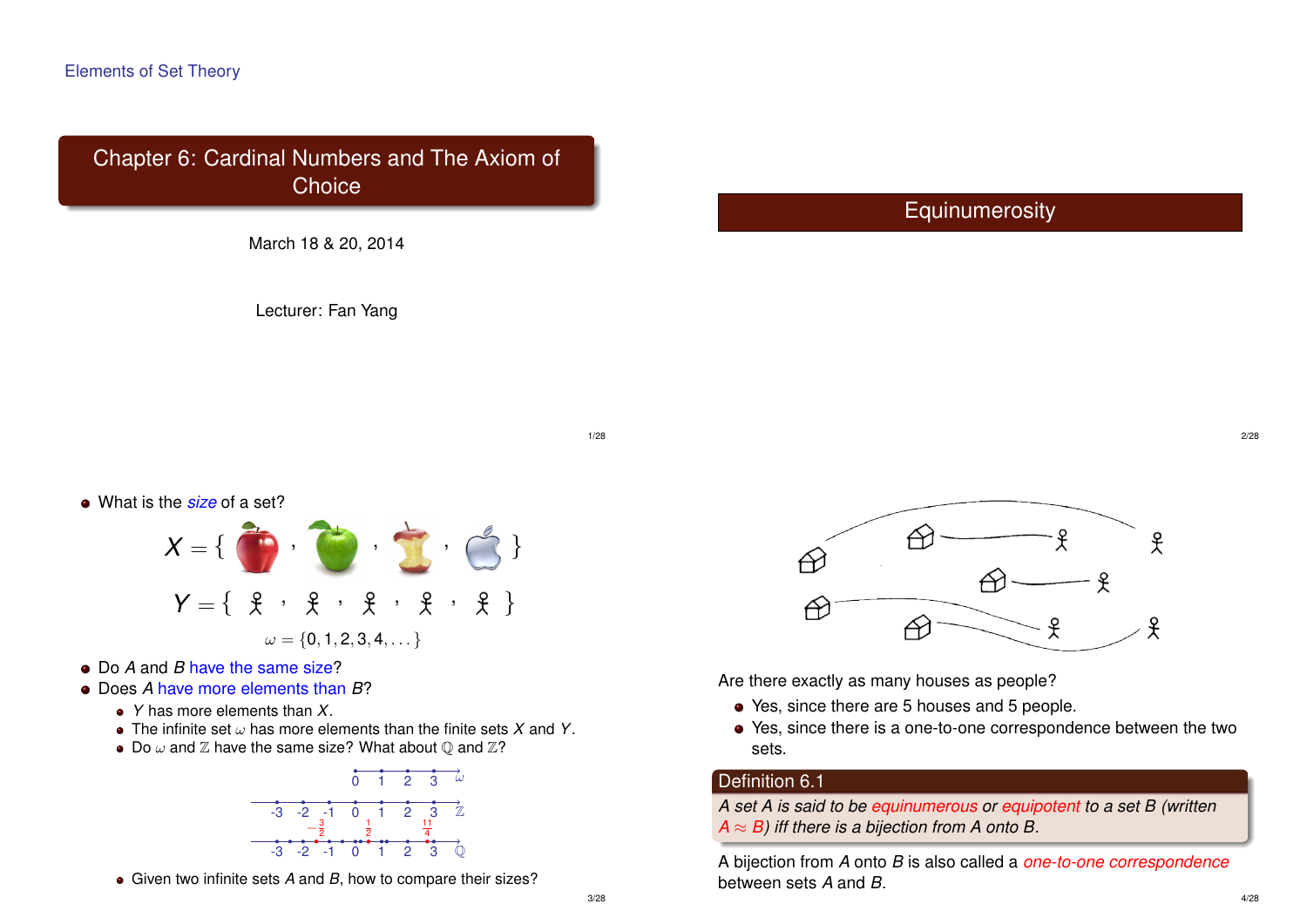Elements of Set Theory

# Chapter 6: Cardinal Numbers and The Axiom of Choice

March 18 & 20, 2014

Lecturer: Fan Yang

## Equinumerosity

- What is the *size* of a set?

$X = \{ \ldots \}$

$Y = \{ \ldots \}$

$\omega = \{0, 1, 2, 3, 4, \ldots\}$

- Do $A$ and $B$ have the same size?
- Does $A$ have more elements than $B$?
  - $Y$ has more elements than $X$.
  - The infinite set $\omega$ has more elements than the finite sets $X$ and $Y$.
  - Do $\omega$ and $\mathbb{Z}$ have the same size? What about $\mathbb{Q}$ and $\mathbb{Z}$?

$\omega$: 0 1 2 3

$\mathbb{Z}$: -3 -2 -1 0 1 2 3

$\mathbb{Q}$: -3 -2 -1 0 1 2 3, with $-\frac{3}{2}$, $\frac{1}{2}$, $\frac{11}{4}$

  - Given two infinite sets $A$ and $B$, how to compare their sizes?

Are there exactly as many houses as people?

- Yes, since there are 5 houses and 5 people.
- Yes, since there is a one-to-one correspondence between the two sets.

**Definition 6.1**

*A set $A$ is said to be equinumerous or equipotent to a set $B$ (written $A \approx B$) iff there is a bijection from $A$ onto $B$.*

A bijection from $A$ onto $B$ is also called a *one-to-one correspondence* between sets $A$ and $B$.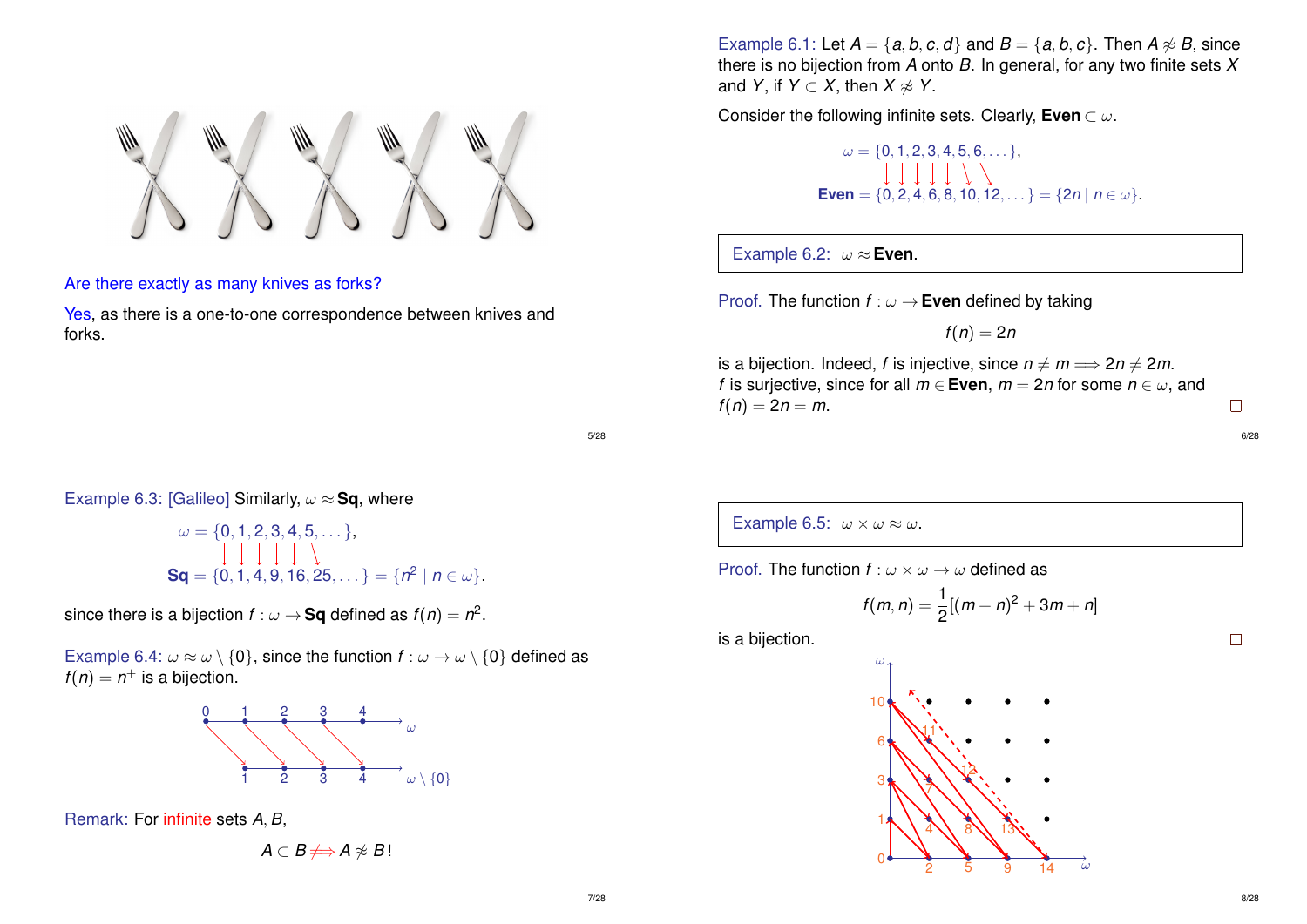Are there exactly as many knives as forks?

Yes, as there is a one-to-one correspondence between knives and forks.

Example 6.1: Let $A = \{a, b, c, d\}$ and $B = \{a, b, c\}$. Then $A \not\approx B$, since there is no bijection from $A$ onto $B$. In general, for any two finite sets $X$ and $Y$, if $Y \subset X$, then $X \not\approx Y$.

Consider the following infinite sets. Clearly, $\textbf{Even} \subset \omega$.

$$\omega = \{0, 1, 2, 3, 4, 5, 6, \dots\},$$
$$\textbf{Even} = \{0, 2, 4, 6, 8, 10, 12, \dots\} = \{2n \mid n \in \omega\}.$$

> Example 6.2: $\omega \approx \textbf{Even}$.

Proof. The function $f : \omega \to \textbf{Even}$ defined by taking

$$f(n) = 2n$$

is a bijection. Indeed, $f$ is injective, since $n \neq m \Longrightarrow 2n \neq 2m$.
$f$ is surjective, since for all $m \in \textbf{Even}$, $m = 2n$ for some $n \in \omega$, and $f(n) = 2n = m$. □

Example 6.3: [Galileo] Similarly, $\omega \approx \textbf{Sq}$, where

$$\omega = \{0, 1, 2, 3, 4, 5, \dots\},$$
$$\textbf{Sq} = \{0, 1, 4, 9, 16, 25, \dots\} = \{n^2 \mid n \in \omega\}.$$

since there is a bijection $f : \omega \to \textbf{Sq}$ defined as $f(n) = n^2$.

Example 6.4: $\omega \approx \omega \setminus \{0\}$, since the function $f : \omega \to \omega \setminus \{0\}$ defined as $f(n) = n^+$ is a bijection.

Remark: For infinite sets $A, B$,

$$A \subset B \not\Longrightarrow A \not\approx B!$$

> Example 6.5: $\omega \times \omega \approx \omega$.

Proof. The function $f : \omega \times \omega \to \omega$ defined as

$$f(m, n) = \frac{1}{2}[(m + n)^2 + 3m + n]$$

is a bijection. □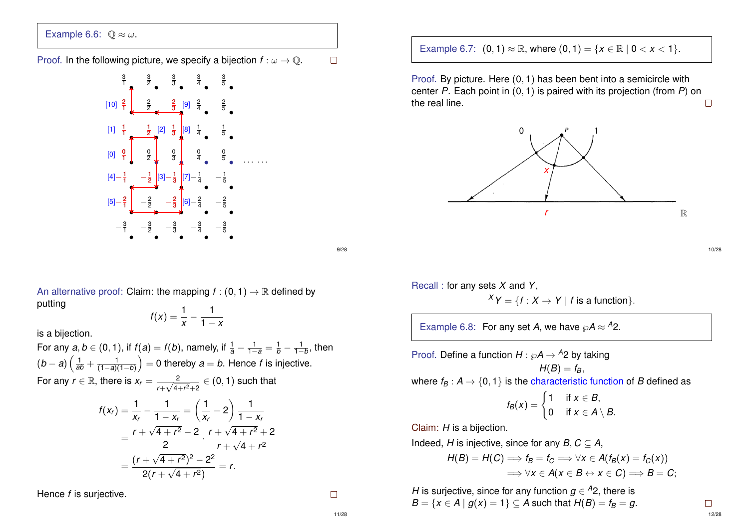Example 6.6: $\mathbb{Q} \approx \omega$.

Proof. In the following picture, we specify a bijection $f : \omega \to \mathbb{Q}$. □

Example 6.7: $(0,1) \approx \mathbb{R}$, where $(0,1) = \{x \in \mathbb{R} \mid 0 < x < 1\}$.

Proof. By picture. Here $(0,1)$ has been bent into a semicircle with center $P$. Each point in $(0,1)$ is paired with its projection (from $P$) on the real line. □

An alternative proof: Claim: the mapping $f : (0,1) \to \mathbb{R}$ defined by putting

$$f(x) = \frac{1}{x} - \frac{1}{1-x}$$

is a bijection.

For any $a, b \in (0,1)$, if $f(a) = f(b)$, namely, if $\frac{1}{a} - \frac{1}{1-a} = \frac{1}{b} - \frac{1}{1-b}$, then $(b-a)\left(\frac{1}{ab} + \frac{1}{(1-a)(1-b)}\right) = 0$ thereby $a = b$. Hence $f$ is injective.

For any $r \in \mathbb{R}$, there is $x_r = \frac{2}{r+\sqrt{4+r^2}+2} \in (0,1)$ such that

$$\begin{aligned}
f(x_r) &= \frac{1}{x_r} - \frac{1}{1-x_r} = \left(\frac{1}{x_r} - 2\right)\frac{1}{1-x_r} \\
&= \frac{r+\sqrt{4+r^2}-2}{2} \cdot \frac{r+\sqrt{4+r^2}+2}{r+\sqrt{4+r^2}} \\
&= \frac{(r+\sqrt{4+r^2})^2 - 2^2}{2(r+\sqrt{4+r^2})} = r.
\end{aligned}$$

Hence $f$ is surjective. □

Recall : for any sets $X$ and $Y$,

$${}^XY = \{f : X \to Y \mid f \text{ is a function}\}.$$

Example 6.8: For any set $A$, we have $\wp A \approx {}^A2$.

Proof. Define a function $H : \wp A \to {}^A2$ by taking

$$H(B) = f_B,$$

where $f_B : A \to \{0,1\}$ is the characteristic function of $B$ defined as

$$f_B(x) = \begin{cases} 1 & \text{if } x \in B, \\ 0 & \text{if } x \in A \setminus B. \end{cases}$$

Claim: $H$ is a bijection.

Indeed, $H$ is injective, since for any $B, C \subseteq A$,

$$\begin{aligned}
H(B) = H(C) &\implies f_B = f_C \implies \forall x \in A(f_B(x) = f_C(x)) \\
&\implies \forall x \in A(x \in B \leftrightarrow x \in C) \implies B = C;
\end{aligned}$$

$H$ is surjective, since for any function $g \in {}^A2$, there is $B = \{x \in A \mid g(x) = 1\} \subseteq A$ such that $H(B) = f_B = g$. □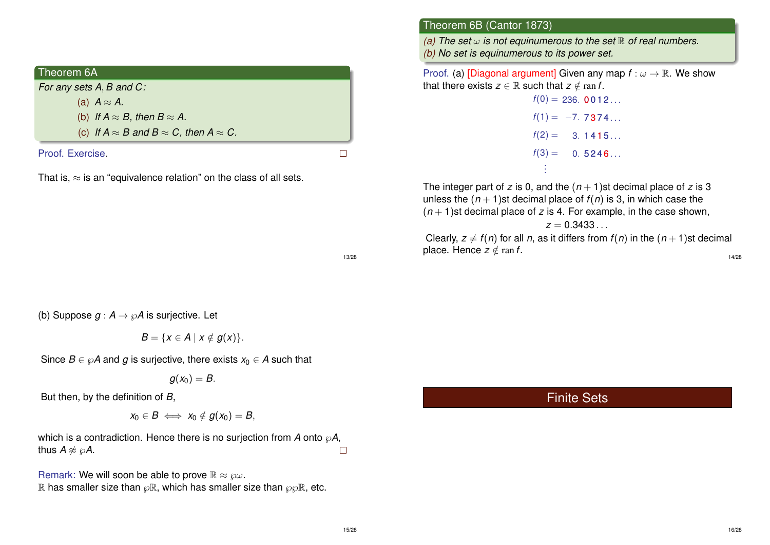## Theorem 6A

*For any sets $A, B$ and $C$:*

(a) $A \approx A$.

(b) If $A \approx B$, then $B \approx A$.

(c) If $A \approx B$ and $B \approx C$, then $A \approx C$.

Proof. Exercise. □

That is, $\approx$ is an "equivalence relation" on the class of all sets.

## Theorem 6B (Cantor 1873)

*(a) The set $\omega$ is not equinumerous to the set $\mathbb{R}$ of real numbers.*
*(b) No set is equinumerous to its power set.*

Proof. (a) [Diagonal argument] Given any map $f : \omega \to \mathbb{R}$. We show that there exists $z \in \mathbb{R}$ such that $z \notin \operatorname{ran} f$.

$$
\begin{aligned}
f(0) &= 236.\ 0012\ldots \\
f(1) &= -7.\ 7374\ldots \\
f(2) &= 3.\ 1415\ldots \\
f(3) &= 0.\ 5246\ldots \\
&\vdots
\end{aligned}
$$

The integer part of $z$ is 0, and the $(n+1)$st decimal place of $z$ is 3 unless the $(n+1)$st decimal place of $f(n)$ is 3, in which case the $(n+1)$st decimal place of $z$ is 4. For example, in the case shown,

$$z = 0.3433\ldots$$

Clearly, $z \neq f(n)$ for all $n$, as it differs from $f(n)$ in the $(n+1)$st decimal place. Hence $z \notin \operatorname{ran} f$.

(b) Suppose $g : A \to \wp A$ is surjective. Let

$$B = \{x \in A \mid x \notin g(x)\}.$$

Since $B \in \wp A$ and $g$ is surjective, there exists $x_0 \in A$ such that

$$g(x_0) = B.$$

But then, by the definition of $B$,

$$x_0 \in B \iff x_0 \notin g(x_0) = B,$$

which is a contradiction. Hence there is no surjection from $A$ onto $\wp A$, thus $A \not\approx \wp A$. □

Remark: We will soon be able to prove $\mathbb{R} \approx \wp\omega$.
$\mathbb{R}$ has smaller size than $\wp\mathbb{R}$, which has smaller size than $\wp\wp\mathbb{R}$, etc.

# Finite Sets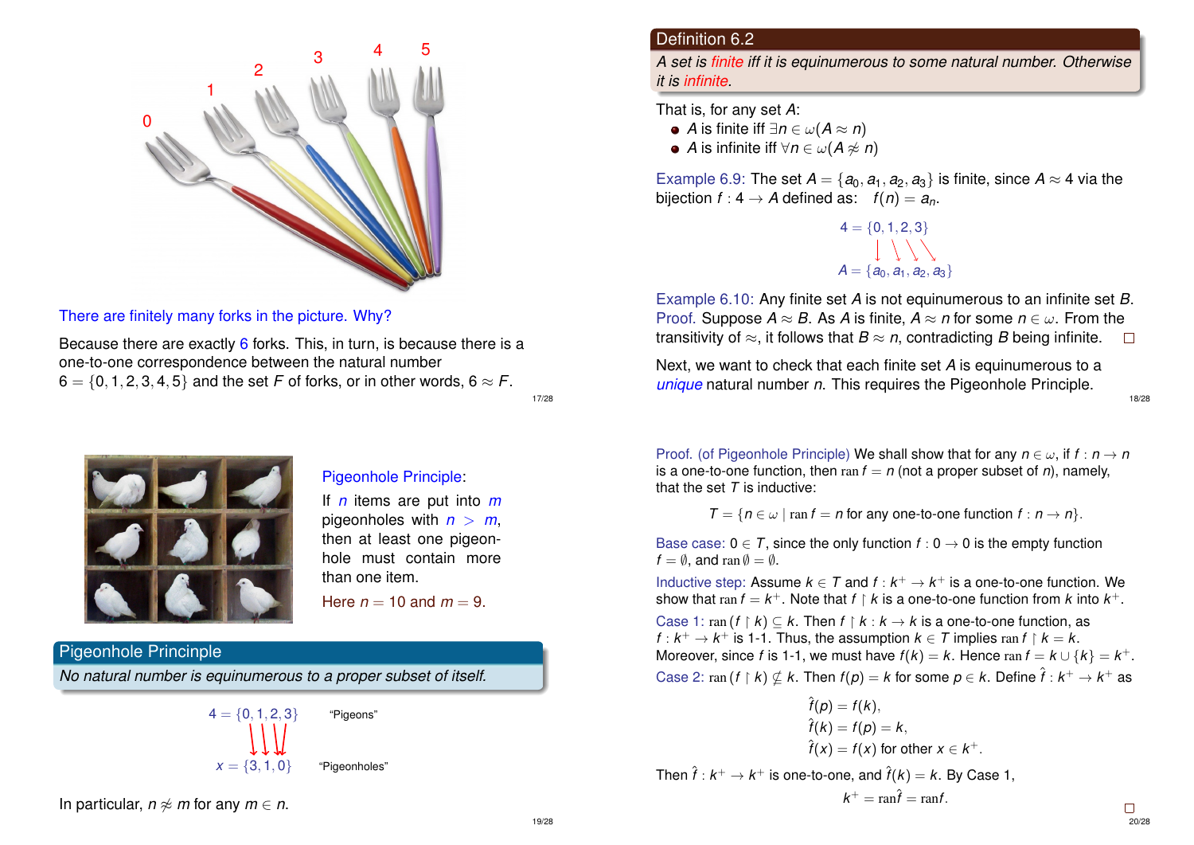0 1 2 3 4 5

There are finitely many forks in the picture. Why?

Because there are exactly 6 forks. This, in turn, is because there is a one-to-one correspondence between the natural number $6 = \{0, 1, 2, 3, 4, 5\}$ and the set $F$ of forks, or in other words, $6 \approx F$.

## Definition 6.2

*A set is finite iff it is equinumerous to some natural number. Otherwise it is infinite.*

That is, for any set $A$:

- $A$ is finite iff $\exists n \in \omega (A \approx n)$
- $A$ is infinite iff $\forall n \in \omega (A \not\approx n)$

Example 6.9: The set $A = \{a_0, a_1, a_2, a_3\}$ is finite, since $A \approx 4$ via the bijection $f : 4 \to A$ defined as: $f(n) = a_n$.

$$4 = \{0, 1, 2, 3\}$$
$$A = \{a_0, a_1, a_2, a_3\}$$

Example 6.10: Any finite set $A$ is not equinumerous to an infinite set $B$.

Proof. Suppose $A \approx B$. As $A$ is finite, $A \approx n$ for some $n \in \omega$. From the transitivity of $\approx$, it follows that $B \approx n$, contradicting $B$ being infinite. □

Next, we want to check that each finite set $A$ is equinumerous to a *unique* natural number $n$. This requires the Pigeonhole Principle.

Pigeonhole Principle:

If $n$ items are put into $m$ pigeonholes with $n > m$, then at least one pigeonhole must contain more than one item.

Here $n = 10$ and $m = 9$.

## Pigeonhole Princinple

*No natural number is equinumerous to a proper subset of itself.*

$$4 = \{0, 1, 2, 3\} \quad \text{"Pigeons"}$$
$$x = \{3, 1, 0\} \quad \text{"Pigeonholes"}$$

In particular, $n \not\approx m$ for any $m \in n$.

Proof. (of Pigeonhole Principle) We shall show that for any $n \in \omega$, if $f : n \to n$ is a one-to-one function, then $\operatorname{ran} f = n$ (not a proper subset of $n$), namely, that the set $T$ is inductive:

$$T = \{n \in \omega \mid \operatorname{ran} f = n \text{ for any one-to-one function } f : n \to n\}.$$

Base case: $0 \in T$, since the only function $f : 0 \to 0$ is the empty function $f = \emptyset$, and $\operatorname{ran} \emptyset = \emptyset$.

Inductive step: Assume $k \in T$ and $f : k^+ \to k^+$ is a one-to-one function. We show that $\operatorname{ran} f = k^+$. Note that $f \restriction k$ is a one-to-one function from $k$ into $k^+$.

Case 1: $\operatorname{ran}(f \restriction k) \subseteq k$. Then $f \restriction k : k \to k$ is a one-to-one function, as $f : k^+ \to k^+$ is 1-1. Thus, the assumption $k \in T$ implies $\operatorname{ran} f \restriction k = k$. Moreover, since $f$ is 1-1, we must have $f(k) = k$. Hence $\operatorname{ran} f = k \cup \{k\} = k^+$.

Case 2: $\operatorname{ran}(f \restriction k) \nsubseteq k$. Then $f(p) = k$ for some $p \in k$. Define $\hat{f} : k^+ \to k^+$ as

$$\hat{f}(p) = f(k),$$
$$\hat{f}(k) = f(p) = k,$$
$$\hat{f}(x) = f(x) \text{ for other } x \in k^+.$$

Then $\hat{f} : k^+ \to k^+$ is one-to-one, and $\hat{f}(k) = k$. By Case 1,

$$k^+ = \operatorname{ran} \hat{f} = \operatorname{ran} f.$$

□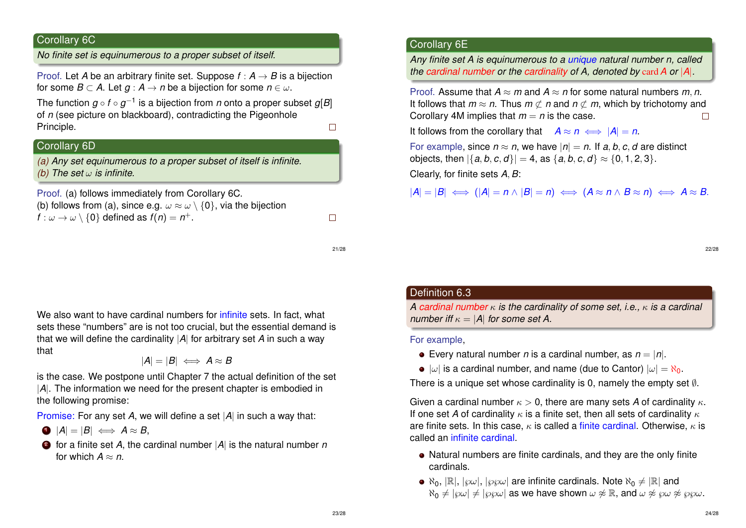## Corollary 6C

*No finite set is equinumerous to a proper subset of itself.*

Proof. Let $A$ be an arbitrary finite set. Suppose $f : A \to B$ is a bijection for some $B \subset A$. Let $g : A \to n$ be a bijection for some $n \in \omega$.

The function $g \circ f \circ g^{-1}$ is a bijection from $n$ onto a proper subset $g[B]$ of $n$ (see picture on blackboard), contradicting the Pigeonhole Principle. □

## Corollary 6D

*(a) Any set equinumerous to a proper subset of itself is infinite.*
*(b) The set $\omega$ is infinite.*

Proof. (a) follows immediately from Corollary 6C.
(b) follows from (a), since e.g. $\omega \approx \omega \setminus \{0\}$, via the bijection $f : \omega \to \omega \setminus \{0\}$ defined as $f(n) = n^+$. □

## Corollary 6E

*Any finite set $A$ is equinumerous to a unique natural number $n$, called the cardinal number or the cardinality of $A$, denoted by $\operatorname{card} A$ or $|A|$.*

Proof. Assume that $A \approx m$ and $A \approx n$ for some natural numbers $m, n$. It follows that $m \approx n$. Thus $m \not\subset n$ and $n \not\subset m$, which by trichotomy and Corollary 4M implies that $m = n$ is the case. □

It follows from the corollary that $A \approx n \iff |A| = n$.

For example, since $n \approx n$, we have $|n| = n$. If $a, b, c, d$ are distinct objects, then $|\{a, b, c, d\}| = 4$, as $\{a, b, c, d\} \approx \{0, 1, 2, 3\}$.

Clearly, for finite sets $A, B$:

$$|A| = |B| \iff (|A| = n \wedge |B| = n) \iff (A \approx n \wedge B \approx n) \iff A \approx B.$$

We also want to have cardinal numbers for infinite sets. In fact, what sets these "numbers" are is not too crucial, but the essential demand is that we will define the cardinality $|A|$ for arbitrary set $A$ in such a way that

$$|A| = |B| \iff A \approx B$$

is the case. We postpone until Chapter 7 the actual definition of the set $|A|$. The information we need for the present chapter is embodied in the following promise:

Promise: For any set $A$, we will define a set $|A|$ in such a way that:

1. $|A| = |B| \iff A \approx B$,
2. for a finite set $A$, the cardinal number $|A|$ is the natural number $n$ for which $A \approx n$.

## Definition 6.3

*A cardinal number $\kappa$ is the cardinality of some set, i.e., $\kappa$ is a cardinal number iff $\kappa = |A|$ for some set $A$.*

For example,

- Every natural number $n$ is a cardinal number, as $n = |n|$.
- $|\omega|$ is a cardinal number, and name (due to Cantor) $|\omega| = \aleph_0$.

There is a unique set whose cardinality is 0, namely the empty set $\emptyset$.

Given a cardinal number $\kappa > 0$, there are many sets $A$ of cardinality $\kappa$. If one set $A$ of cardinality $\kappa$ is a finite set, then all sets of cardinality $\kappa$ are finite sets. In this case, $\kappa$ is called a finite cardinal. Otherwise, $\kappa$ is called an infinite cardinal.

- Natural numbers are finite cardinals, and they are the only finite cardinals.
- $\aleph_0$, $|\mathbb{R}|$, $|\wp\omega|$, $|\wp\wp\omega|$ are infinite cardinals. Note $\aleph_0 \neq |\mathbb{R}|$ and $\aleph_0 \neq |\wp\omega| \neq |\wp\wp\omega|$ as we have shown $\omega \not\approx \mathbb{R}$, and $\omega \not\approx \wp\omega \not\approx \wp\wp\omega$.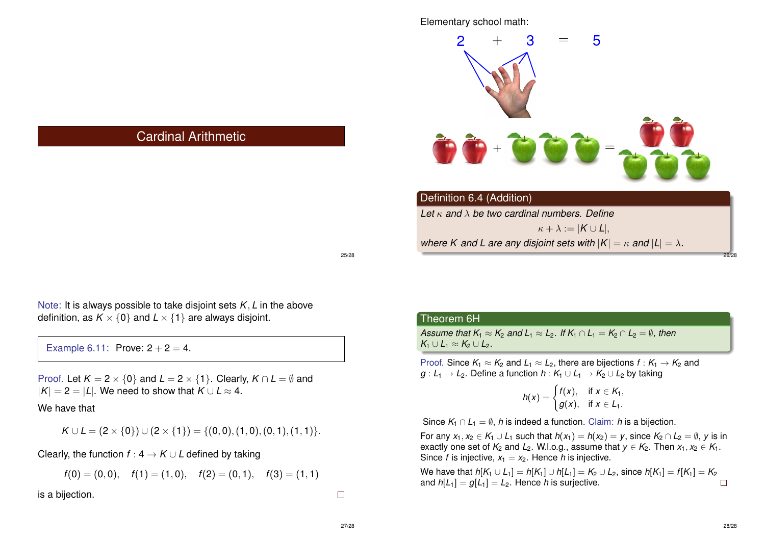# Cardinal Arithmetic

Elementary school math:

2 + 3 = 5

**Definition 6.4 (Addition)**

*Let $\kappa$ and $\lambda$ be two cardinal numbers. Define*

$$\kappa + \lambda := |K \cup L|,$$

*where $K$ and $L$ are any disjoint sets with $|K| = \kappa$ and $|L| = \lambda$.*

Note: It is always possible to take disjoint sets $K, L$ in the above definition, as $K \times \{0\}$ and $L \times \{1\}$ are always disjoint.

**Example 6.11:** Prove: $2 + 2 = 4$.

*Proof.* Let $K = 2 \times \{0\}$ and $L = 2 \times \{1\}$. Clearly, $K \cap L = \emptyset$ and $|K| = 2 = |L|$. We need to show that $K \cup L \approx 4$.

We have that

$$K \cup L = (2 \times \{0\}) \cup (2 \times \{1\}) = \{(0,0), (1,0), (0,1), (1,1)\}.$$

Clearly, the function $f : 4 \to K \cup L$ defined by taking

$$f(0) = (0,0), \quad f(1) = (1,0), \quad f(2) = (0,1), \quad f(3) = (1,1)$$

is a bijection. □

**Theorem 6H**

*Assume that $K_1 \approx K_2$ and $L_1 \approx L_2$. If $K_1 \cap L_1 = K_2 \cap L_2 = \emptyset$, then $K_1 \cup L_1 \approx K_2 \cup L_2$.*

*Proof.* Since $K_1 \approx K_2$ and $L_1 \approx L_2$, there are bijections $f : K_1 \to K_2$ and $g : L_1 \to L_2$. Define a function $h : K_1 \cup L_1 \to K_2 \cup L_2$ by taking

$$h(x) = \begin{cases} f(x), & \text{if } x \in K_1, \\ g(x), & \text{if } x \in L_1. \end{cases}$$

Since $K_1 \cap L_1 = \emptyset$, $h$ is indeed a function. Claim: $h$ is a bijection.

For any $x_1, x_2 \in K_1 \cup L_1$ such that $h(x_1) = h(x_2) = y$, since $K_2 \cap L_2 = \emptyset$, $y$ is in exactly one set of $K_2$ and $L_2$. W.l.o.g., assume that $y \in K_2$. Then $x_1, x_2 \in K_1$. Since $f$ is injective, $x_1 = x_2$. Hence $h$ is injective.

We have that $h[K_1 \cup L_1] = h[K_1] \cup h[L_1] = K_2 \cup L_2$, since $h[K_1] = f[K_1] = K_2$ and $h[L_1] = g[L_1] = L_2$. Hence $h$ is surjective. □